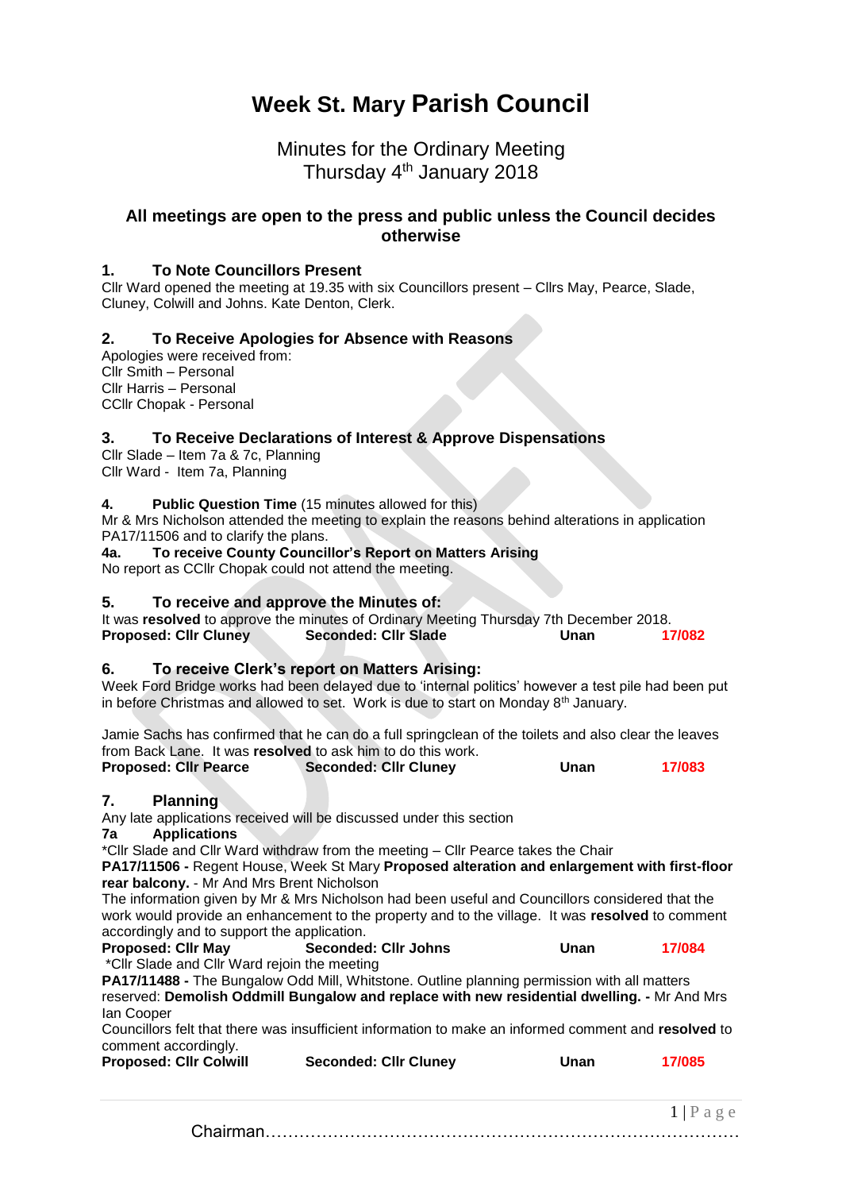# Week St. Mary Parish Council

Minutes for the Ordinary Meeting
Thursday 4th January 2018

### All meetings are open to the press and public unless the Council decides otherwise

### 1. To Note Councillors Present

Cllr Ward opened the meeting at 19.35 with six Councillors present – Cllrs May, Pearce, Slade, Cluney, Colwill and Johns. Kate Denton, Clerk.

### 2. To Receive Apologies for Absence with Reasons

Apologies were received from:
Cllr Smith – Personal
Cllr Harris – Personal
CCllr Chopak - Personal

### 3. To Receive Declarations of Interest & Approve Dispensations

Cllr Slade – Item 7a & 7c, Planning
Cllr Ward - Item 7a, Planning

**4. Public Question Time** (15 minutes allowed for this)

Mr & Mrs Nicholson attended the meeting to explain the reasons behind alterations in application PA17/11506 and to clarify the plans.

**4a. To receive County Councillor's Report on Matters Arising**

No report as CCllr Chopak could not attend the meeting.

### 5. To receive and approve the Minutes of:

It was **resolved** to approve the minutes of Ordinary Meeting Thursday 7th December 2018.

**Proposed: Cllr Cluney** **Seconded: Cllr Slade** **Unan** **17/082**

### 6. To receive Clerk's report on Matters Arising:

Week Ford Bridge works had been delayed due to 'internal politics' however a test pile had been put in before Christmas and allowed to set. Work is due to start on Monday 8th January.

Jamie Sachs has confirmed that he can do a full springclean of the toilets and also clear the leaves from Back Lane. It was **resolved** to ask him to do this work.

**Proposed: Cllr Pearce** **Seconded: Cllr Cluney** **Unan** **17/083**

### 7. Planning

Any late applications received will be discussed under this section

**7a Applications**

\*Cllr Slade and Cllr Ward withdraw from the meeting – Cllr Pearce takes the Chair

**PA17/11506 -** Regent House, Week St Mary **Proposed alteration and enlargement with first-floor rear balcony.** - Mr And Mrs Brent Nicholson

The information given by Mr & Mrs Nicholson had been useful and Councillors considered that the work would provide an enhancement to the property and to the village. It was **resolved** to comment accordingly and to support the application.

**Proposed: Cllr May** **Seconded: Cllr Johns** **Unan** **17/084**

\*Cllr Slade and Cllr Ward rejoin the meeting

**PA17/11488 -** The Bungalow Odd Mill, Whitstone. Outline planning permission with all matters reserved: **Demolish Oddmill Bungalow and replace with new residential dwelling. -** Mr And Mrs Ian Cooper

Councillors felt that there was insufficient information to make an informed comment and **resolved** to comment accordingly.

**Proposed: Cllr Colwill** **Seconded: Cllr Cluney** **Unan** **17/085**

Chairman…………………………………………………………………………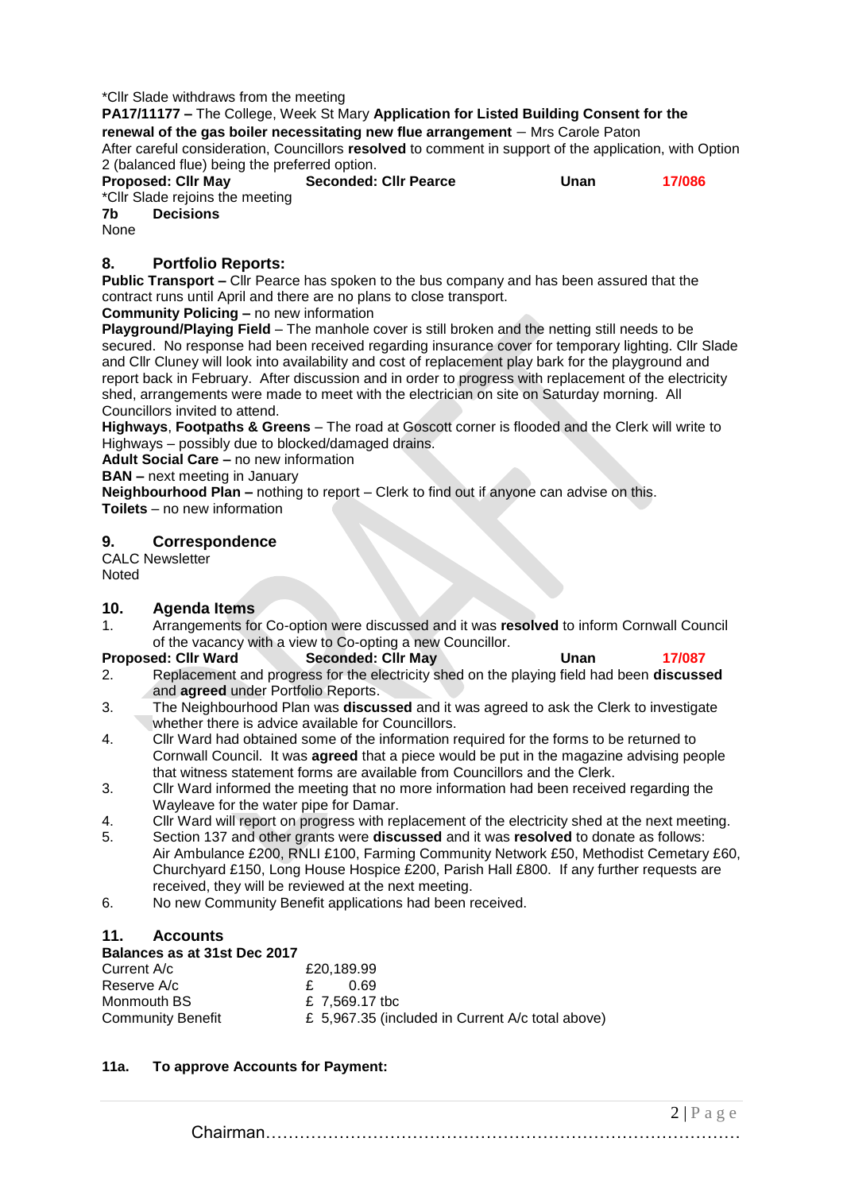*Cllr Slade withdraws from the meeting

**PA17/11177 –** The College, Week St Mary **Application for Listed Building Consent for the renewal of the gas boiler necessitating new flue arrangement** – Mrs Carole Paton

After careful consideration, Councillors **resolved** to comment in support of the application, with Option 2 (balanced flue) being the preferred option.

**Proposed: Cllr May** **Seconded: Cllr Pearce** **Unan** **17/086**

*Cllr Slade rejoins the meeting

**7b Decisions**

None

## 8. Portfolio Reports:

**Public Transport –** Cllr Pearce has spoken to the bus company and has been assured that the contract runs until April and there are no plans to close transport.

**Community Policing –** no new information

**Playground/Playing Field** – The manhole cover is still broken and the netting still needs to be secured. No response had been received regarding insurance cover for temporary lighting. Cllr Slade and Cllr Cluney will look into availability and cost of replacement play bark for the playground and report back in February. After discussion and in order to progress with replacement of the electricity shed, arrangements were made to meet with the electrician on site on Saturday morning. All Councillors invited to attend.

**Highways**, **Footpaths & Greens** – The road at Goscott corner is flooded and the Clerk will write to Highways – possibly due to blocked/damaged drains.

**Adult Social Care –** no new information

**BAN –** next meeting in January

**Neighbourhood Plan –** nothing to report – Clerk to find out if anyone can advise on this.

**Toilets** – no new information

## 9. Correspondence

CALC Newsletter

Noted

## 10. Agenda Items

1. Arrangements for Co-option were discussed and it was **resolved** to inform Cornwall Council of the vacancy with a view to Co-opting a new Councillor.

**Proposed: Cllr Ward** **Seconded: Cllr May** **Unan** **17/087**

2. Replacement and progress for the electricity shed on the playing field had been **discussed** and **agreed** under Portfolio Reports.
3. The Neighbourhood Plan was **discussed** and it was agreed to ask the Clerk to investigate whether there is advice available for Councillors.
4. Cllr Ward had obtained some of the information required for the forms to be returned to Cornwall Council. It was **agreed** that a piece would be put in the magazine advising people that witness statement forms are available from Councillors and the Clerk.
3. Cllr Ward informed the meeting that no more information had been received regarding the Wayleave for the water pipe for Damar.
4. Cllr Ward will report on progress with replacement of the electricity shed at the next meeting.
5. Section 137 and other grants were **discussed** and it was **resolved** to donate as follows: Air Ambulance £200, RNLI £100, Farming Community Network £50, Methodist Cemetary £60, Churchyard £150, Long House Hospice £200, Parish Hall £800. If any further requests are received, they will be reviewed at the next meeting.
6. No new Community Benefit applications had been received.

## 11. Accounts

**Balances as at 31st Dec 2017**

| | |
|---|---|
| Current A/c | £20,189.99 |
| Reserve A/c | £ 0.69 |
| Monmouth BS | £ 7,569.17 tbc |
| Community Benefit | £ 5,967.35 (included in Current A/c total above) |

**11a. To approve Accounts for Payment:**

Chairman……………………………………………………………………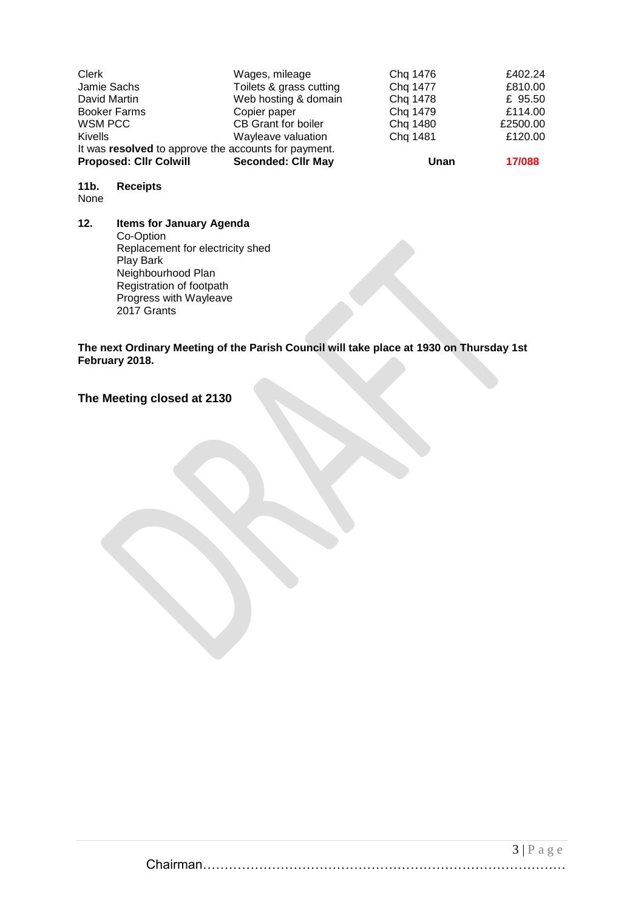| | | | |
|---|---|---|---|
| Clerk | Wages, mileage | Chq 1476 | £402.24 |
| Jamie Sachs | Toilets & grass cutting | Chq 1477 | £810.00 |
| David Martin | Web hosting & domain | Chq 1478 | £ 95.50 |
| Booker Farms | Copier paper | Chq 1479 | £114.00 |
| WSM PCC | CB Grant for boiler | Chq 1480 | £2500.00 |
| Kivells | Wayleave valuation | Chq 1481 | £120.00 |

It was **resolved** to approve the accounts for payment.

**Proposed: Cllr Colwill** **Seconded: Cllr May** **Unan** **17/088**

**11b. Receipts**

None

**12. Items for January Agenda**

Co-Option
Replacement for electricity shed
Play Bark
Neighbourhood Plan
Registration of footpath
Progress with Wayleave
2017 Grants

**The next Ordinary Meeting of the Parish Council will take place at 1930 on Thursday 1st February 2018.**

**The Meeting closed at 2130**

DRAFT

Chairman…………………………………………………………………………